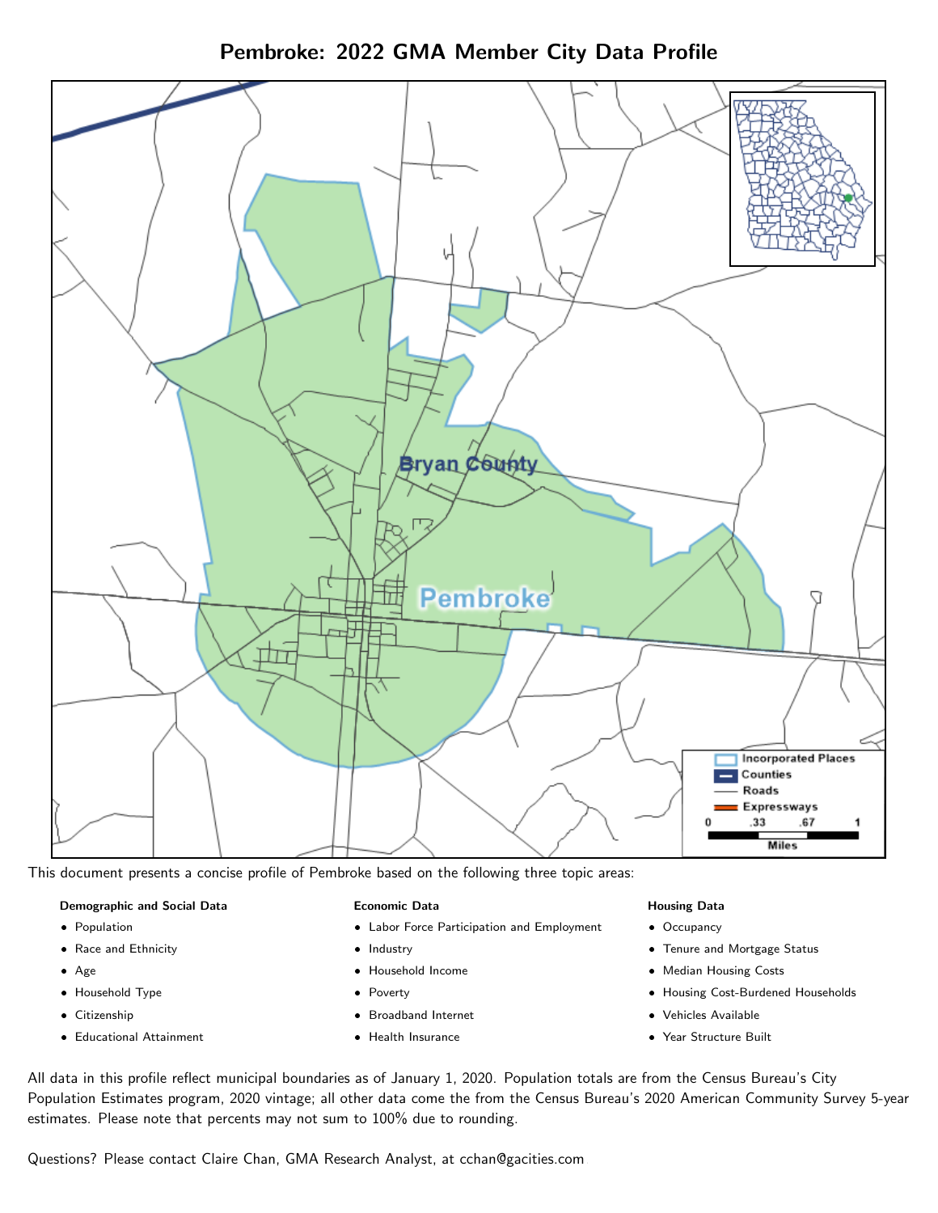# Pembroke: 2022 GMA Member City Data Profile

This document presents a concise profile of Pembroke based on the following three topic areas:

**Demographic and Social Data**

- Population
- Race and Ethnicity
- Age
- Household Type
- Citizenship
- Educational Attainment

**Economic Data**

- Labor Force Participation and Employment
- Industry
- Household Income
- Poverty
- Broadband Internet
- Health Insurance

**Housing Data**

- Occupancy
- Tenure and Mortgage Status
- Median Housing Costs
- Housing Cost-Burdened Households
- Vehicles Available
- Year Structure Built

All data in this profile reflect municipal boundaries as of January 1, 2020. Population totals are from the Census Bureau's City Population Estimates program, 2020 vintage; all other data come the from the Census Bureau's 2020 American Community Survey 5-year estimates. Please note that percents may not sum to 100% due to rounding.

Questions? Please contact Claire Chan, GMA Research Analyst, at cchan@gacities.com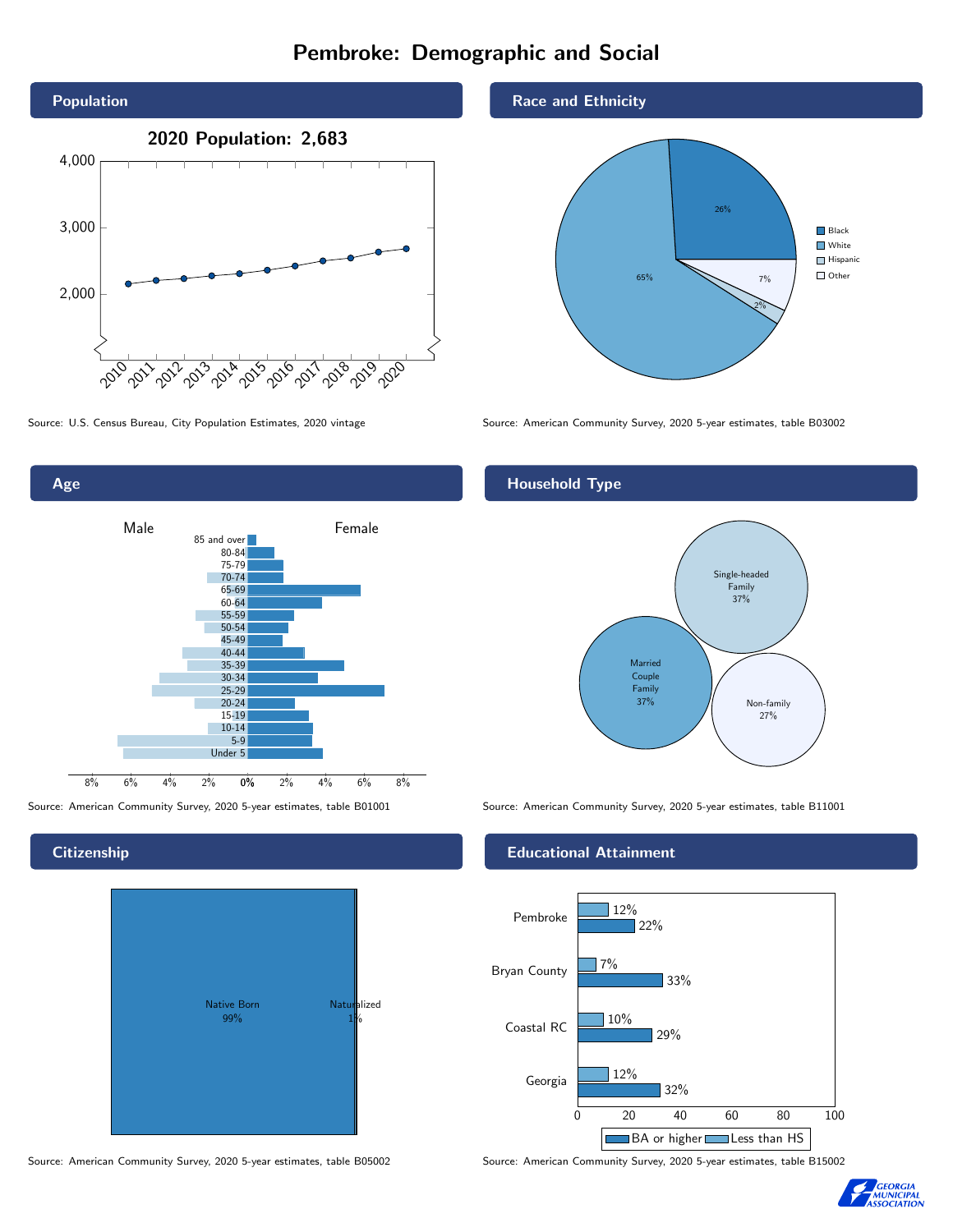# Pembroke: Demographic and Social

## Population

**2020 Population: 2,683**

Source: U.S. Census Bureau, City Population Estimates, 2020 vintage

## Race and Ethnicity

| Race/Ethnicity | Percent |
| --- | --- |
| Black | 26% |
| White | 65% |
| Hispanic | 2% |
| Other | 7% |

Source: American Community Survey, 2020 5-year estimates, table B03002

## Age

Male / Female

Age groups: 85 and over, 80-84, 75-79, 70-74, 65-69, 60-64, 55-59, 50-54, 45-49, 40-44, 35-39, 30-34, 25-29, 20-24, 15-19, 10-14, 5-9, Under 5

Source: American Community Survey, 2020 5-year estimates, table B01001

## Household Type

| Household Type | Percent |
| --- | --- |
| Single-headed Family | 37% |
| Married Couple Family | 37% |
| Non-family | 27% |

Source: American Community Survey, 2020 5-year estimates, table B11001

## Citizenship

| Citizenship | Percent |
| --- | --- |
| Native Born | 99% |
| Naturalized | 1% |

Source: American Community Survey, 2020 5-year estimates, table B05002

## Educational Attainment

| Area | Less than HS | BA or higher |
| --- | --- | --- |
| Pembroke | 12% | 22% |
| Bryan County | 7% | 33% |
| Coastal RC | 10% | 29% |
| Georgia | 12% | 32% |

Source: American Community Survey, 2020 5-year estimates, table B15002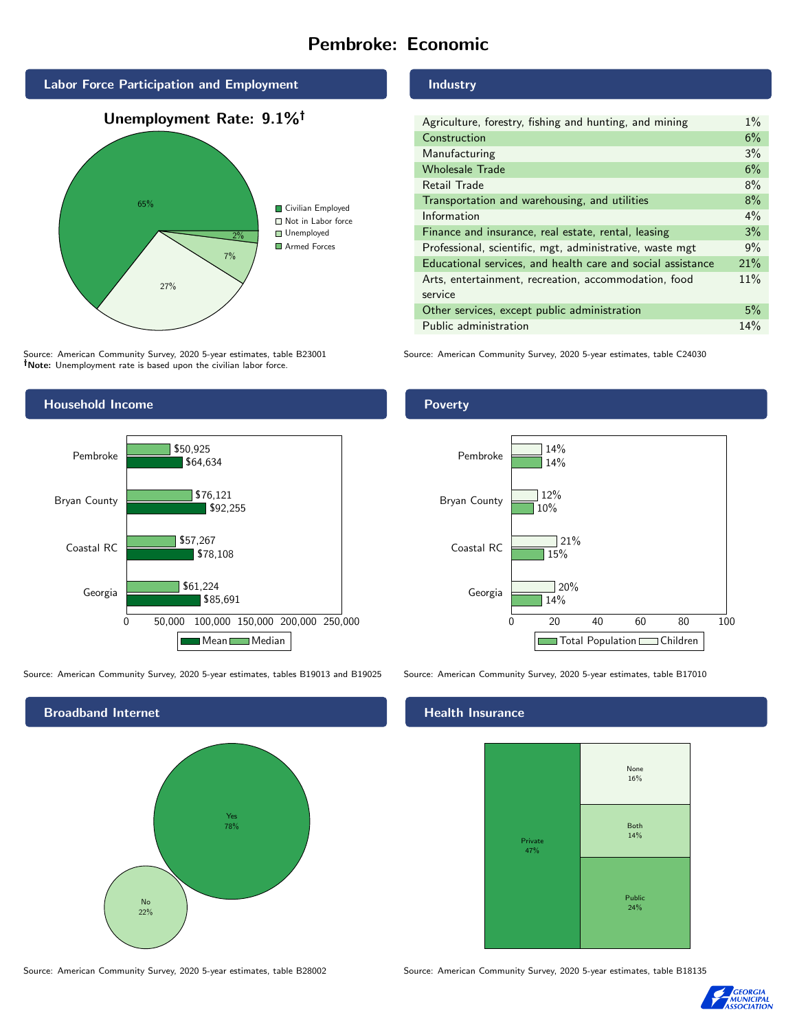# Pembroke: Economic

## Labor Force Participation and Employment

**Unemployment Rate: 9.1%†**

| Category | Percent |
|---|---|
| Civilian Employed | 65% |
| Not in Labor force | 27% |
| Unemployed | 7% |
| Armed Forces | 2% |

Source: American Community Survey, 2020 5-year estimates, table B23001
**†Note:** Unemployment rate is based upon the civilian labor force.

## Industry

| Industry | Percent |
|---|---|
| Agriculture, forestry, fishing and hunting, and mining | 1% |
| Construction | 6% |
| Manufacturing | 3% |
| Wholesale Trade | 6% |
| Retail Trade | 8% |
| Transportation and warehousing, and utilities | 8% |
| Information | 4% |
| Finance and insurance, real estate, rental, leasing | 3% |
| Professional, scientific, mgt, administrative, waste mgt | 9% |
| Educational services, and health care and social assistance | 21% |
| Arts, entertainment, recreation, accommodation, food service | 11% |
| Other services, except public administration | 5% |
| Public administration | 14% |

Source: American Community Survey, 2020 5-year estimates, table C24030

## Household Income

| | Median | Mean |
|---|---|---|
| Pembroke | $50,925 | $64,634 |
| Bryan County | $76,121 | $92,255 |
| Coastal RC | $57,267 | $78,108 |
| Georgia | $61,224 | $85,691 |

Source: American Community Survey, 2020 5-year estimates, tables B19013 and B19025

## Poverty

| | Children | Total Population |
|---|---|---|
| Pembroke | 14% | 14% |
| Bryan County | 12% | 10% |
| Coastal RC | 21% | 15% |
| Georgia | 20% | 14% |

Source: American Community Survey, 2020 5-year estimates, table B17010

## Broadband Internet

| | Percent |
|---|---|
| Yes | 78% |
| No | 22% |

Source: American Community Survey, 2020 5-year estimates, table B28002

## Health Insurance

| | Percent |
|---|---|
| Private | 47% |
| Public | 24% |
| Both | 14% |
| None | 16% |

Source: American Community Survey, 2020 5-year estimates, table B18135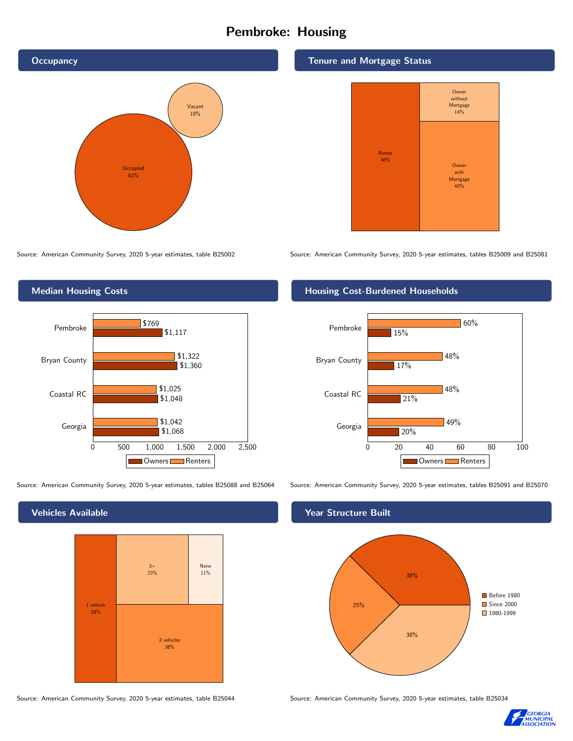# Pembroke: Housing

## Occupancy

Vacant
18%

Occupied
82%

Source: American Community Survey, 2020 5-year estimates, table B25002

## Tenure and Mortgage Status

Renter
46%

Owner without Mortgage
14%

Owner with Mortgage
40%

Source: American Community Survey, 2020 5-year estimates, tables B25009 and B25081

## Median Housing Costs

Pembroke
$769
$1,117

Bryan County
$1,322
$1,360

Coastal RC
$1,025
$1,048

Georgia
$1,042
$1,068

0 500 1,000 1,500 2,000 2,500

Owners Renters

Source: American Community Survey, 2020 5-year estimates, tables B25088 and B25064

## Housing Cost-Burdened Households

Pembroke
60%
15%

Bryan County
48%
17%

Coastal RC
48%
21%

Georgia
49%
20%

0 20 40 60 80 100

Owners Renters

Source: American Community Survey, 2020 5-year estimates, tables B25091 and B25070

## Vehicles Available

1 vehicle
28%

3+
23%

None
11%

2 vehicles
38%

Source: American Community Survey, 2020 5-year estimates, table B25044

## Year Structure Built

38%
25%
38%

Before 1980
Since 2000
1980-1999

Source: American Community Survey, 2020 5-year estimates, table B25034